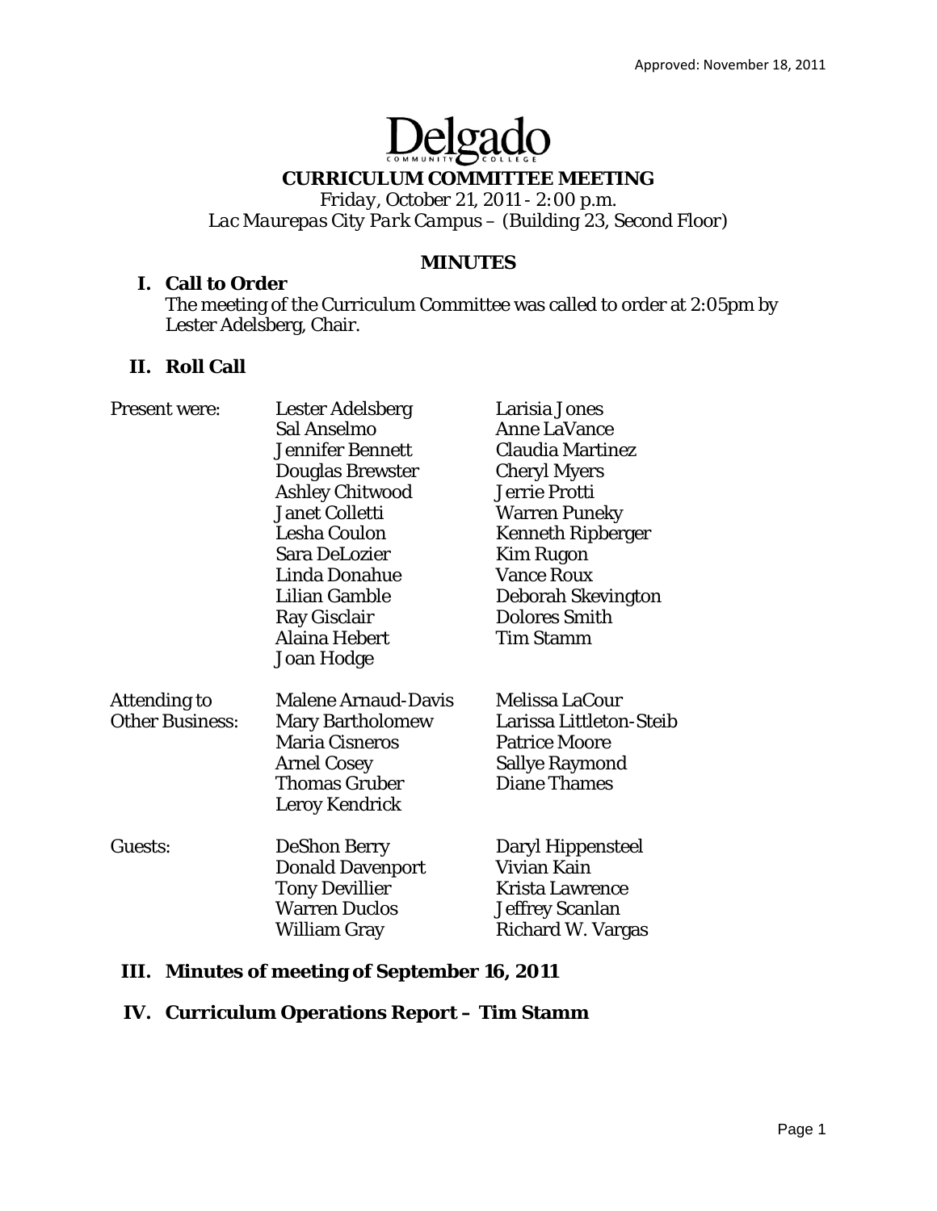Approved: November 18, 2011

# Delgado

COMMUNITY COLLEGE

## CURRICULUM COMMITTEE MEETING

*Friday, October 21, 2011 - 2:00 p.m.*
*Lac Maurepas City Park Campus – (Building 23, Second Floor)*

### MINUTES

**I. Call to Order**

The meeting of the Curriculum Committee was called to order at 2:05pm by Lester Adelsberg, Chair.

**II. Roll Call**

| | | |
|---|---|---|
| Present were: | Lester Adelsberg | Larisia Jones |
| | Sal Anselmo | Anne LaVance |
| | Jennifer Bennett | Claudia Martinez |
| | Douglas Brewster | Cheryl Myers |
| | Ashley Chitwood | Jerrie Protti |
| | Janet Colletti | Warren Puneky |
| | Lesha Coulon | Kenneth Ripberger |
| | Sara DeLozier | Kim Rugon |
| | Linda Donahue | Vance Roux |
| | Lilian Gamble | Deborah Skevington |
| | Ray Gisclair | Dolores Smith |
| | Alaina Hebert | Tim Stamm |
| | Joan Hodge | |
| Attending to Other Business: | Malene Arnaud-Davis | Melissa LaCour |
| | Mary Bartholomew | Larissa Littleton-Steib |
| | Maria Cisneros | Patrice Moore |
| | Arnel Cosey | Sallye Raymond |
| | Thomas Gruber | Diane Thames |
| | Leroy Kendrick | |
| Guests: | DeShon Berry | Daryl Hippensteel |
| | Donald Davenport | Vivian Kain |
| | Tony Devillier | Krista Lawrence |
| | Warren Duclos | Jeffrey Scanlan |
| | William Gray | Richard W. Vargas |

**III. Minutes of meeting of September 16, 2011**

**IV. Curriculum Operations Report – Tim Stamm**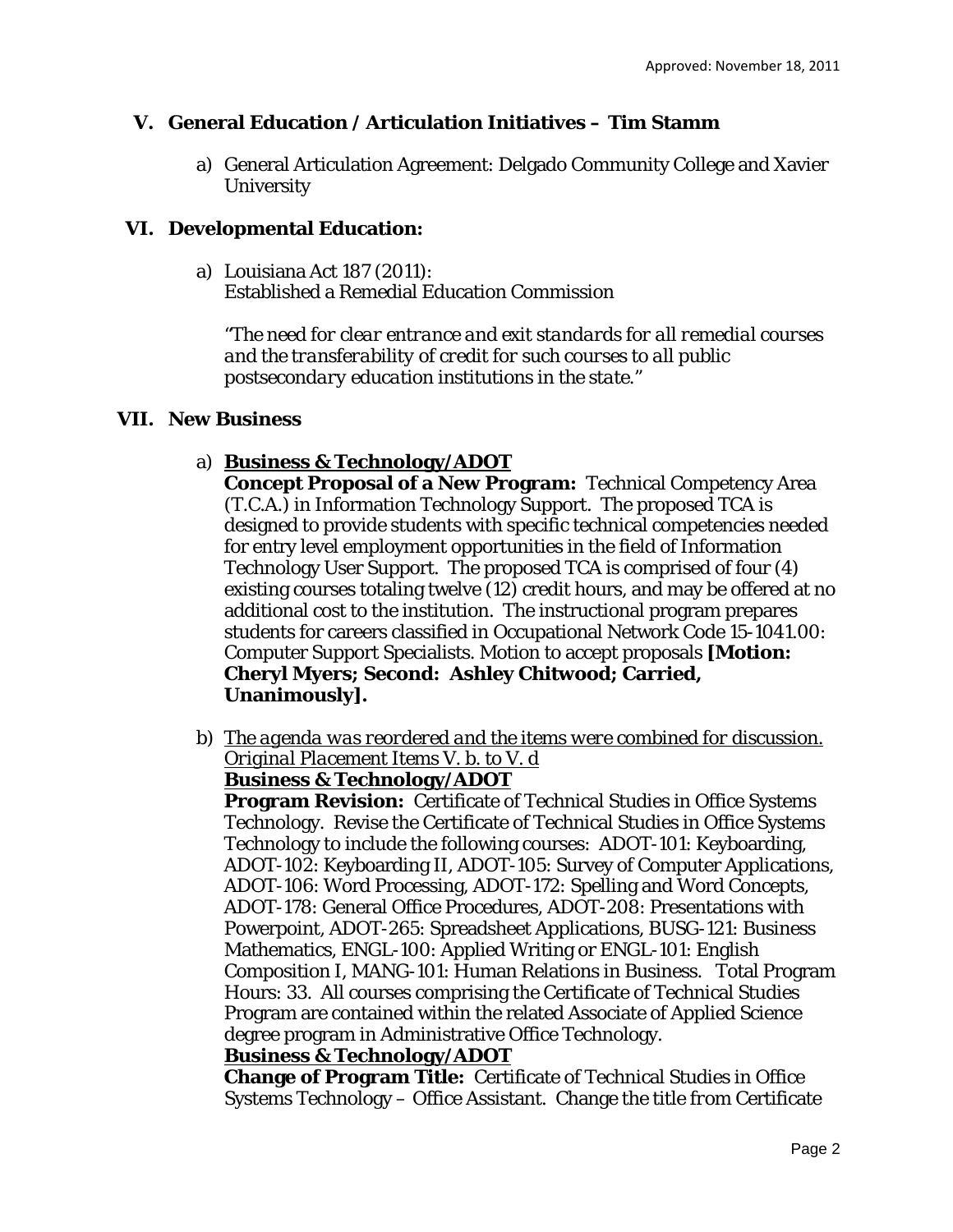## V. General Education / Articulation Initiatives – Tim Stamm

a) General Articulation Agreement: Delgado Community College and Xavier University

## VI. Developmental Education:

a) Louisiana Act 187 (2011):
Established a Remedial Education Commission

*"The need for clear entrance and exit standards for all remedial courses and the transferability of credit for such courses to all public postsecondary education institutions in the state."*

## VII. New Business

a) **Business & Technology/ADOT**
**Concept Proposal of a New Program:** Technical Competency Area (T.C.A.) in Information Technology Support. The proposed TCA is designed to provide students with specific technical competencies needed for entry level employment opportunities in the field of Information Technology User Support. The proposed TCA is comprised of four (4) existing courses totaling twelve (12) credit hours, and may be offered at no additional cost to the institution. The instructional program prepares students for careers classified in Occupational Network Code 15-1041.00: Computer Support Specialists. Motion to accept proposals **[Motion: Cheryl Myers; Second: Ashley Chitwood; Carried, Unanimously].**

b) *The agenda was reordered and the items were combined for discussion. Original Placement Items V. b. to V. d*
**Business & Technology/ADOT**
**Program Revision:** Certificate of Technical Studies in Office Systems Technology. Revise the Certificate of Technical Studies in Office Systems Technology to include the following courses: ADOT-101: Keyboarding, ADOT-102: Keyboarding II, ADOT-105: Survey of Computer Applications, ADOT-106: Word Processing, ADOT-172: Spelling and Word Concepts, ADOT-178: General Office Procedures, ADOT-208: Presentations with Powerpoint, ADOT-265: Spreadsheet Applications, BUSG-121: Business Mathematics, ENGL-100: Applied Writing or ENGL-101: English Composition I, MANG-101: Human Relations in Business. Total Program Hours: 33. All courses comprising the Certificate of Technical Studies Program are contained within the related Associate of Applied Science degree program in Administrative Office Technology.
**Business & Technology/ADOT**
**Change of Program Title:** Certificate of Technical Studies in Office Systems Technology – Office Assistant. Change the title from Certificate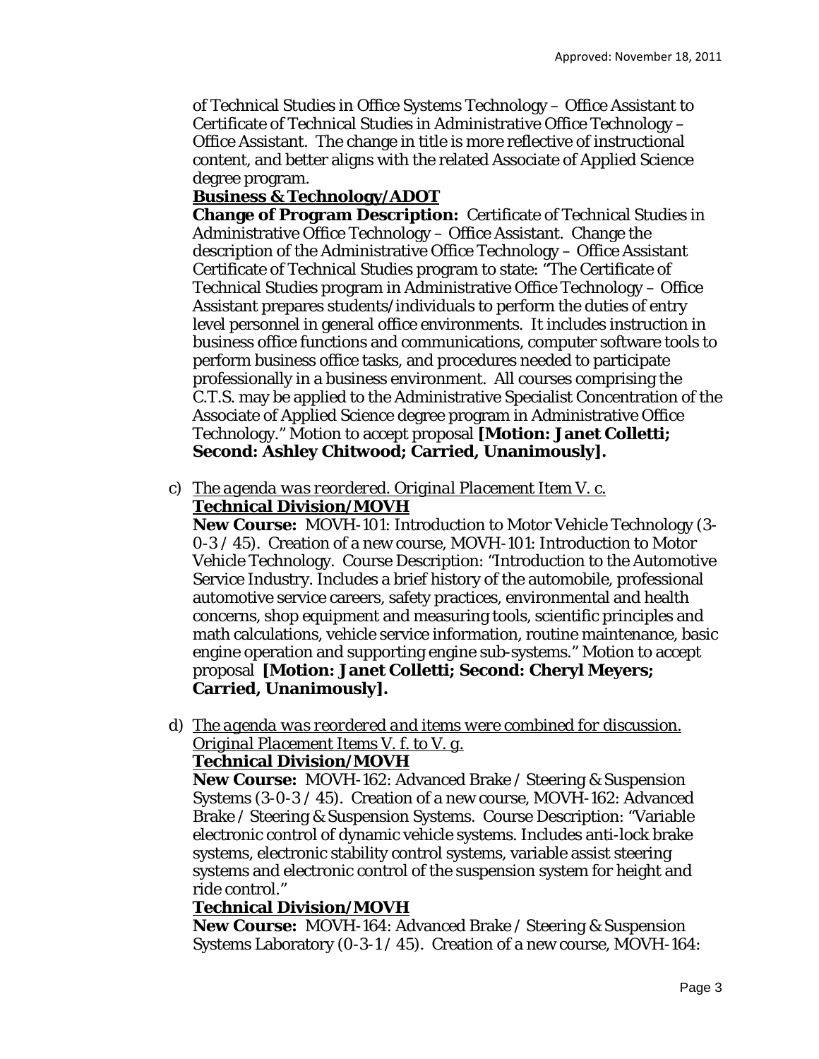of Technical Studies in Office Systems Technology – Office Assistant to Certificate of Technical Studies in Administrative Office Technology – Office Assistant. The change in title is more reflective of instructional content, and better aligns with the related Associate of Applied Science degree program.

**Business & Technology/ADOT**

**Change of Program Description:** Certificate of Technical Studies in Administrative Office Technology – Office Assistant. Change the description of the Administrative Office Technology – Office Assistant Certificate of Technical Studies program to state: "The Certificate of Technical Studies program in Administrative Office Technology – Office Assistant prepares students/individuals to perform the duties of entry level personnel in general office environments. It includes instruction in business office functions and communications, computer software tools to perform business office tasks, and procedures needed to participate professionally in a business environment. All courses comprising the C.T.S. may be applied to the Administrative Specialist Concentration of the Associate of Applied Science degree program in Administrative Office Technology." Motion to accept proposal **[Motion: Janet Colletti; Second: Ashley Chitwood; Carried, Unanimously].**

c) *The agenda was reordered. Original Placement Item V. c.*

**Technical Division/MOVH**

**New Course:** MOVH-101: Introduction to Motor Vehicle Technology (3-0-3 / 45). Creation of a new course, MOVH-101: Introduction to Motor Vehicle Technology. Course Description: "Introduction to the Automotive Service Industry. Includes a brief history of the automobile, professional automotive service careers, safety practices, environmental and health concerns, shop equipment and measuring tools, scientific principles and math calculations, vehicle service information, routine maintenance, basic engine operation and supporting engine sub-systems." Motion to accept proposal **[Motion: Janet Colletti; Second: Cheryl Meyers; Carried, Unanimously].**

d) *The agenda was reordered and items were combined for discussion. Original Placement Items V. f. to V. g.*

**Technical Division/MOVH**

**New Course:** MOVH-162: Advanced Brake / Steering & Suspension Systems (3-0-3 / 45). Creation of a new course, MOVH-162: Advanced Brake / Steering & Suspension Systems. Course Description: "Variable electronic control of dynamic vehicle systems. Includes anti-lock brake systems, electronic stability control systems, variable assist steering systems and electronic control of the suspension system for height and ride control."

**Technical Division/MOVH**

**New Course:** MOVH-164: Advanced Brake / Steering & Suspension Systems Laboratory (0-3-1 / 45). Creation of a new course, MOVH-164: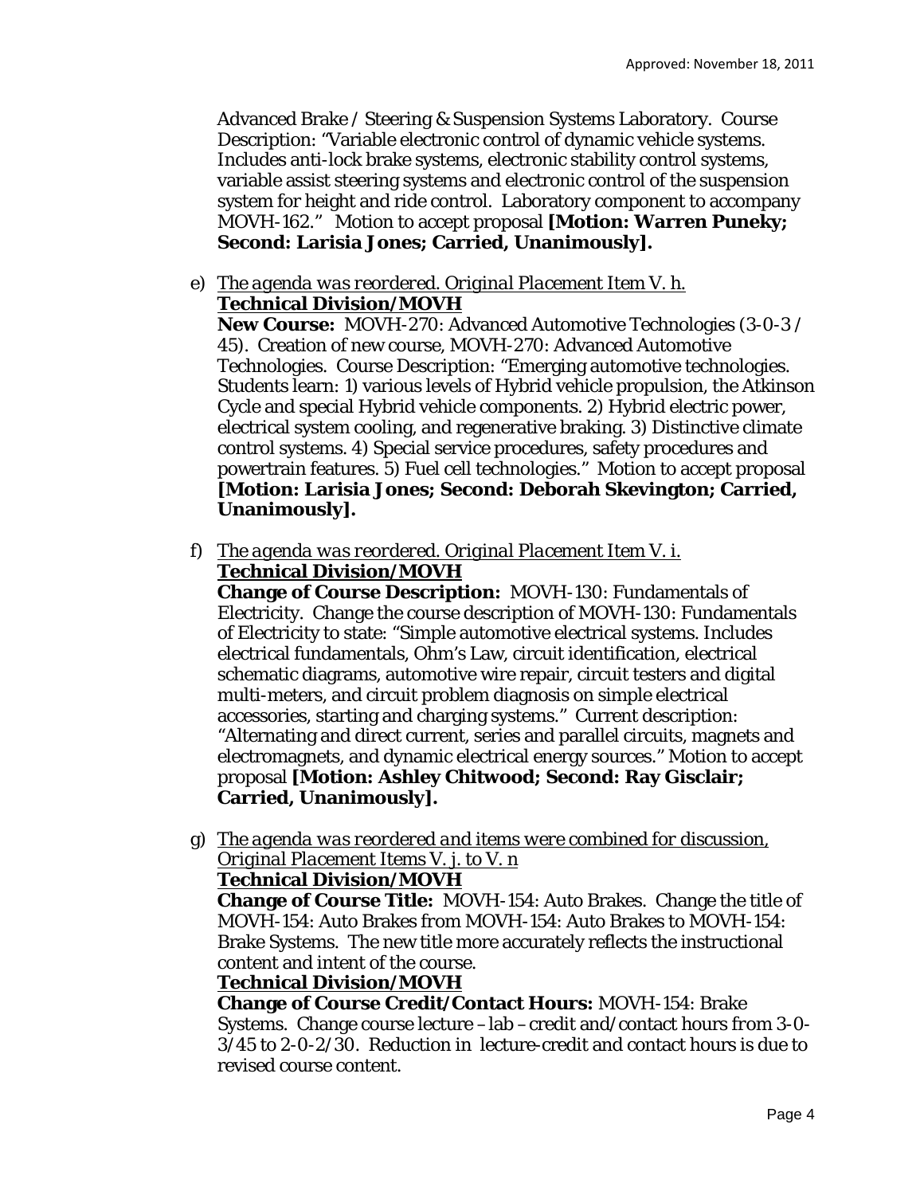Advanced Brake / Steering & Suspension Systems Laboratory. Course Description: "Variable electronic control of dynamic vehicle systems. Includes anti-lock brake systems, electronic stability control systems, variable assist steering systems and electronic control of the suspension system for height and ride control. Laboratory component to accompany MOVH-162." Motion to accept proposal **[Motion: Warren Puneky; Second: Larisia Jones; Carried, Unanimously].**

e) <u>*The agenda was reordered. Original Placement Item V. h.*</u>
   **<u>Technical Division/MOVH</u>**
   **New Course:** MOVH-270: Advanced Automotive Technologies (3-0-3 / 45). Creation of new course, MOVH-270: Advanced Automotive Technologies. Course Description: "Emerging automotive technologies. Students learn: 1) various levels of Hybrid vehicle propulsion, the Atkinson Cycle and special Hybrid vehicle components. 2) Hybrid electric power, electrical system cooling, and regenerative braking. 3) Distinctive climate control systems. 4) Special service procedures, safety procedures and powertrain features. 5) Fuel cell technologies." Motion to accept proposal **[Motion: Larisia Jones; Second: Deborah Skevington; Carried, Unanimously].**

f) <u>*The agenda was reordered. Original Placement Item V. i.*</u>
   **<u>Technical Division/MOVH</u>**
   **Change of Course Description:** MOVH-130: Fundamentals of Electricity. Change the course description of MOVH-130: Fundamentals of Electricity to state: "Simple automotive electrical systems. Includes electrical fundamentals, Ohm's Law, circuit identification, electrical schematic diagrams, automotive wire repair, circuit testers and digital multi-meters, and circuit problem diagnosis on simple electrical accessories, starting and charging systems." Current description: "Alternating and direct current, series and parallel circuits, magnets and electromagnets, and dynamic electrical energy sources." Motion to accept proposal **[Motion: Ashley Chitwood; Second: Ray Gisclair; Carried, Unanimously].**

g) <u>*The agenda was reordered and items were combined for discussion, Original Placement Items V. j. to V. n*</u>
   **<u>Technical Division/MOVH</u>**
   **Change of Course Title:** MOVH-154: Auto Brakes. Change the title of MOVH-154: Auto Brakes from MOVH-154: Auto Brakes to MOVH-154: Brake Systems. The new title more accurately reflects the instructional content and intent of the course.
   **<u>Technical Division/MOVH</u>**
   **Change of Course Credit/Contact Hours:** MOVH-154: Brake Systems. Change course lecture – lab – credit and/contact hours from 3-0-3/45 to 2-0-2/30. Reduction in lecture-credit and contact hours is due to revised course content.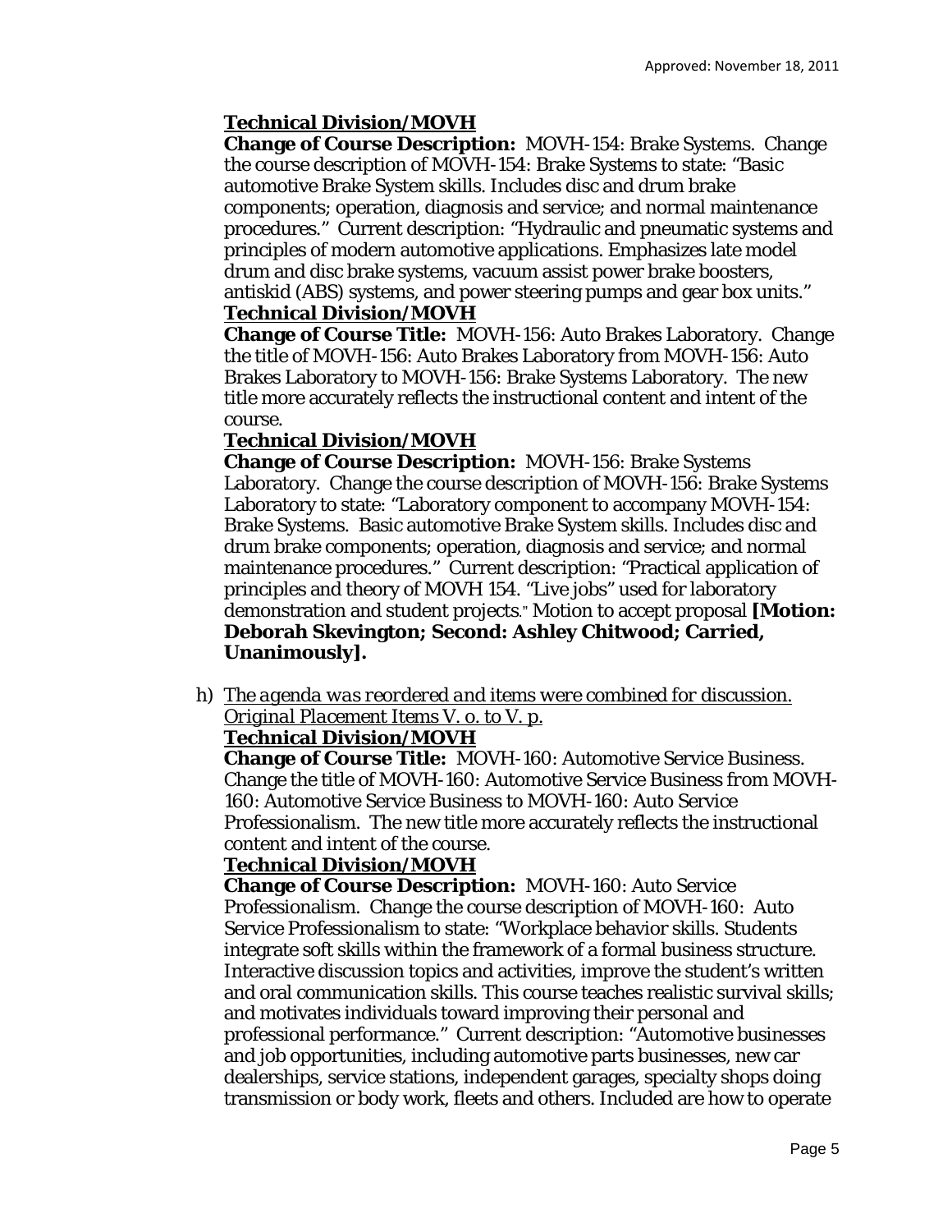**Technical Division/MOVH**

**Change of Course Description:** MOVH-154: Brake Systems. Change the course description of MOVH-154: Brake Systems to state: "Basic automotive Brake System skills. Includes disc and drum brake components; operation, diagnosis and service; and normal maintenance procedures." Current description: "Hydraulic and pneumatic systems and principles of modern automotive applications. Emphasizes late model drum and disc brake systems, vacuum assist power brake boosters, antiskid (ABS) systems, and power steering pumps and gear box units."

**Technical Division/MOVH**

**Change of Course Title:** MOVH-156: Auto Brakes Laboratory. Change the title of MOVH-156: Auto Brakes Laboratory *from* MOVH-156: Auto Brakes Laboratory *to* MOVH-156: Brake Systems Laboratory. The new title more accurately reflects the instructional content and intent of the course.

**Technical Division/MOVH**

**Change of Course Description:** MOVH-156: Brake Systems Laboratory. Change the course description of MOVH-156: Brake Systems Laboratory to state: "Laboratory component to accompany MOVH-154: Brake Systems. Basic automotive Brake System skills. Includes disc and drum brake components; operation, diagnosis and service; and normal maintenance procedures." Current description: "Practical application of principles and theory of MOVH 154. "Live jobs" used for laboratory demonstration and student projects." Motion to accept proposal **[Motion: Deborah Skevington; Second: Ashley Chitwood; Carried, Unanimously].**

h) *The agenda was reordered and items were combined for discussion. Original Placement Items V. o. to V. p.*

**Technical Division/MOVH**

**Change of Course Title:** MOVH-160: Automotive Service Business. Change the title of MOVH-160: Automotive Service Business *from* MOVH-160: Automotive Service Business *to* MOVH-160: Auto Service Professionalism. The new title more accurately reflects the instructional content and intent of the course.

**Technical Division/MOVH**

**Change of Course Description:** MOVH-160: Auto Service Professionalism. Change the course description of MOVH-160: Auto Service Professionalism to state: "Workplace behavior skills. Students integrate soft skills within the framework of a formal business structure. Interactive discussion topics and activities, improve the student's written and oral communication skills. This course teaches realistic survival skills; and motivates individuals toward improving their personal and professional performance." Current description: "Automotive businesses and job opportunities, including automotive parts businesses, new car dealerships, service stations, independent garages, specialty shops doing transmission or body work, fleets and others. Included are how to operate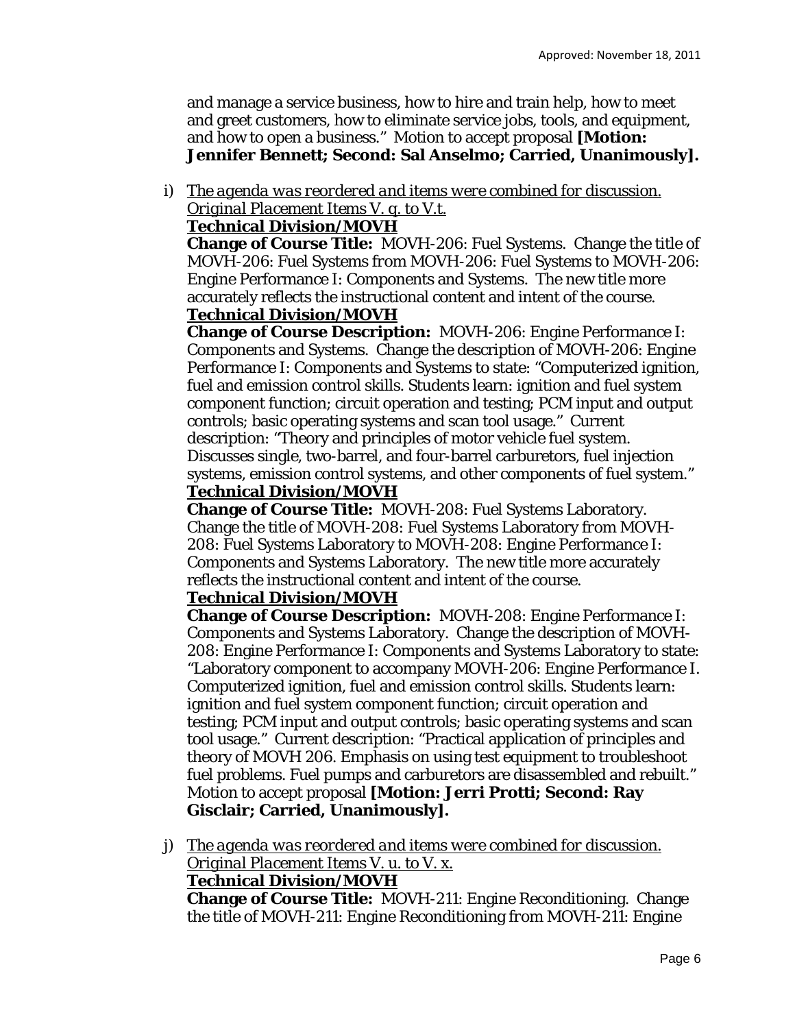and manage a service business, how to hire and train help, how to meet and greet customers, how to eliminate service jobs, tools, and equipment, and how to open a business." Motion to accept proposal **[Motion: Jennifer Bennett; Second: Sal Anselmo; Carried, Unanimously].**

i) *The agenda was reordered and items were combined for discussion. Original Placement Items V. q. to V.t.*

**Technical Division/MOVH**

**Change of Course Title:** MOVH-206: Fuel Systems. Change the title of MOVH-206: Fuel Systems *from* MOVH-206: Fuel Systems *to* MOVH-206: Engine Performance I: Components and Systems. The new title more accurately reflects the instructional content and intent of the course.

**Technical Division/MOVH**

**Change of Course Description:** MOVH-206: Engine Performance I: Components and Systems. Change the description of MOVH-206: Engine Performance I: Components and Systems to state: "Computerized ignition, fuel and emission control skills. Students learn: ignition and fuel system component function; circuit operation and testing; PCM input and output controls; basic operating systems and scan tool usage." Current description: "Theory and principles of motor vehicle fuel system. Discusses single, two-barrel, and four-barrel carburetors, fuel injection systems, emission control systems, and other components of fuel system."

**Technical Division/MOVH**

**Change of Course Title:** MOVH-208: Fuel Systems Laboratory. Change the title of MOVH-208: Fuel Systems Laboratory *from* MOVH-208: Fuel Systems Laboratory *to* MOVH-208: Engine Performance I: Components and Systems Laboratory. The new title more accurately reflects the instructional content and intent of the course.

**Technical Division/MOVH**

**Change of Course Description:** MOVH-208: Engine Performance I: Components and Systems Laboratory. Change the description of MOVH-208: Engine Performance I: Components and Systems Laboratory to state: "Laboratory component to accompany MOVH-206: Engine Performance I. Computerized ignition, fuel and emission control skills. Students learn: ignition and fuel system component function; circuit operation and testing; PCM input and output controls; basic operating systems and scan tool usage." Current description: "Practical application of principles and theory of MOVH 206. Emphasis on using test equipment to troubleshoot fuel problems. Fuel pumps and carburetors are disassembled and rebuilt." Motion to accept proposal **[Motion: Jerri Protti; Second: Ray Gisclair; Carried, Unanimously].**

j) *The agenda was reordered and items were combined for discussion. Original Placement Items V. u. to V. x.*

**Technical Division/MOVH**

**Change of Course Title:** MOVH-211: Engine Reconditioning. Change the title of MOVH-211: Engine Reconditioning *from* MOVH-211: Engine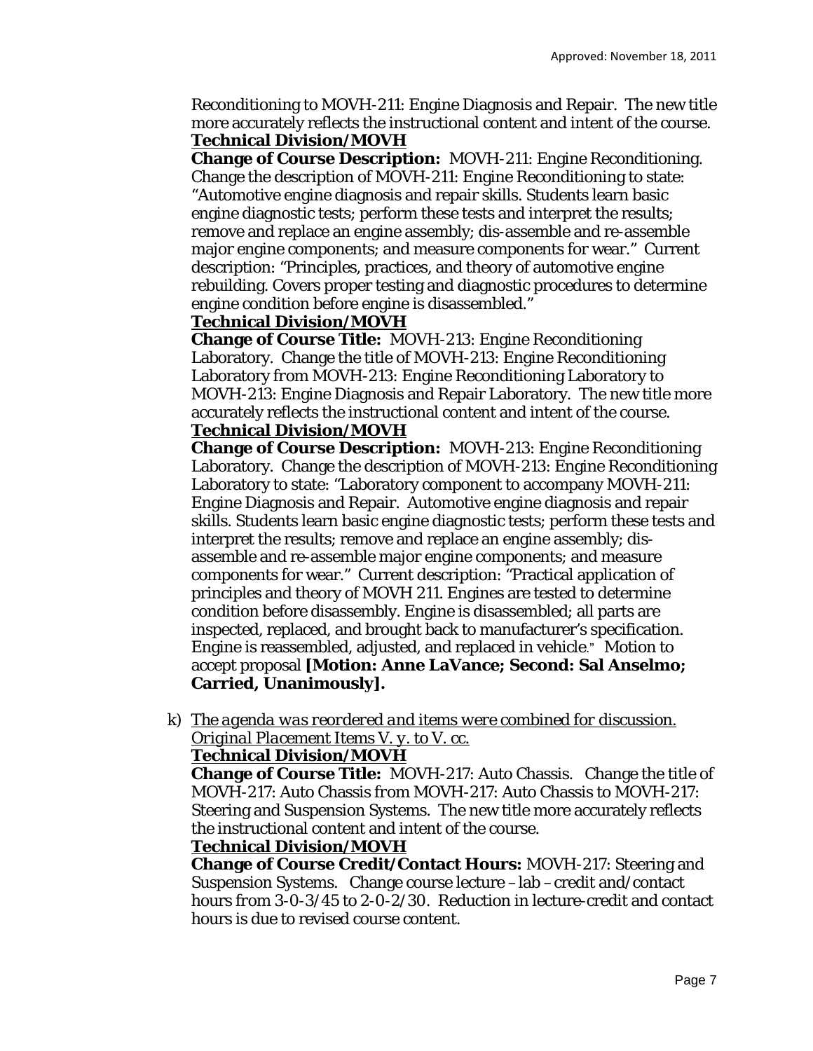Reconditioning to MOVH-211: Engine Diagnosis and Repair. The new title more accurately reflects the instructional content and intent of the course.

**Technical Division/MOVH**

**Change of Course Description:** MOVH-211: Engine Reconditioning. Change the description of MOVH-211: Engine Reconditioning to state: "Automotive engine diagnosis and repair skills. Students learn basic engine diagnostic tests; perform these tests and interpret the results; remove and replace an engine assembly; dis-assemble and re-assemble major engine components; and measure components for wear." Current description: "Principles, practices, and theory of automotive engine rebuilding. Covers proper testing and diagnostic procedures to determine engine condition before engine is disassembled."

**Technical Division/MOVH**

**Change of Course Title:** MOVH-213: Engine Reconditioning Laboratory. Change the title of MOVH-213: Engine Reconditioning Laboratory from MOVH-213: Engine Reconditioning Laboratory to MOVH-213: Engine Diagnosis and Repair Laboratory. The new title more accurately reflects the instructional content and intent of the course.

**Technical Division/MOVH**

**Change of Course Description:** MOVH-213: Engine Reconditioning Laboratory. Change the description of MOVH-213: Engine Reconditioning Laboratory to state: "Laboratory component to accompany MOVH-211: Engine Diagnosis and Repair. Automotive engine diagnosis and repair skills. Students learn basic engine diagnostic tests; perform these tests and interpret the results; remove and replace an engine assembly; dis-assemble and re-assemble major engine components; and measure components for wear." Current description: "Practical application of principles and theory of MOVH 211. Engines are tested to determine condition before disassembly. Engine is disassembled; all parts are inspected, replaced, and brought back to manufacturer's specification. Engine is reassembled, adjusted, and replaced in vehicle." Motion to accept proposal **[Motion: Anne LaVance; Second: Sal Anselmo; Carried, Unanimously].**

k) *The agenda was reordered and items were combined for discussion. Original Placement Items V. y. to V. cc.*

**Technical Division/MOVH**

**Change of Course Title:** MOVH-217: Auto Chassis. Change the title of MOVH-217: Auto Chassis from MOVH-217: Auto Chassis to MOVH-217: Steering and Suspension Systems. The new title more accurately reflects the instructional content and intent of the course.

**Technical Division/MOVH**

**Change of Course Credit/Contact Hours:** MOVH-217: Steering and Suspension Systems. Change course lecture – lab – credit and/contact hours from 3-0-3/45 to 2-0-2/30. Reduction in lecture-credit and contact hours is due to revised course content.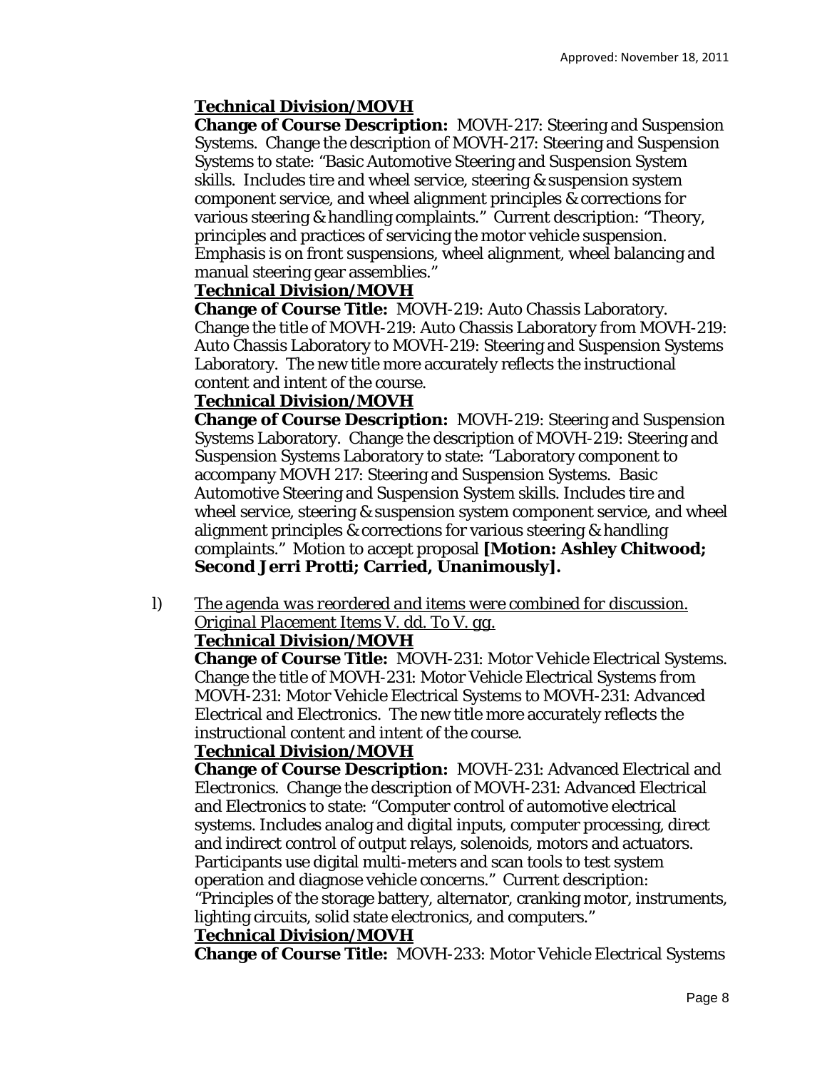**Technical Division/MOVH**

**Change of Course Description:** MOVH-217: Steering and Suspension Systems. Change the description of MOVH-217: Steering and Suspension Systems to state: "Basic Automotive Steering and Suspension System skills. Includes tire and wheel service, steering & suspension system component service, and wheel alignment principles & corrections for various steering & handling complaints." Current description: "Theory, principles and practices of servicing the motor vehicle suspension. Emphasis is on front suspensions, wheel alignment, wheel balancing and manual steering gear assemblies."

**Technical Division/MOVH**

**Change of Course Title:** MOVH-219: Auto Chassis Laboratory. Change the title of MOVH-219: Auto Chassis Laboratory from MOVH-219: Auto Chassis Laboratory to MOVH-219: Steering and Suspension Systems Laboratory. The new title more accurately reflects the instructional content and intent of the course.

**Technical Division/MOVH**

**Change of Course Description:** MOVH-219: Steering and Suspension Systems Laboratory. Change the description of MOVH-219: Steering and Suspension Systems Laboratory to state: "Laboratory component to accompany MOVH 217: Steering and Suspension Systems. Basic Automotive Steering and Suspension System skills. Includes tire and wheel service, steering & suspension system component service, and wheel alignment principles & corrections for various steering & handling complaints." Motion to accept proposal **[Motion: Ashley Chitwood; Second Jerri Protti; Carried, Unanimously].**

l) *The agenda was reordered and items were combined for discussion. Original Placement Items V. dd. To V. gg.*

**Technical Division/MOVH**

**Change of Course Title:** MOVH-231: Motor Vehicle Electrical Systems. Change the title of MOVH-231: Motor Vehicle Electrical Systems from MOVH-231: Motor Vehicle Electrical Systems to MOVH-231: Advanced Electrical and Electronics. The new title more accurately reflects the instructional content and intent of the course.

**Technical Division/MOVH**

**Change of Course Description:** MOVH-231: Advanced Electrical and Electronics. Change the description of MOVH-231: Advanced Electrical and Electronics to state: "Computer control of automotive electrical systems. Includes analog and digital inputs, computer processing, direct and indirect control of output relays, solenoids, motors and actuators. Participants use digital multi-meters and scan tools to test system operation and diagnose vehicle concerns." Current description: "Principles of the storage battery, alternator, cranking motor, instruments, lighting circuits, solid state electronics, and computers."

**Technical Division/MOVH**

**Change of Course Title:** MOVH-233: Motor Vehicle Electrical Systems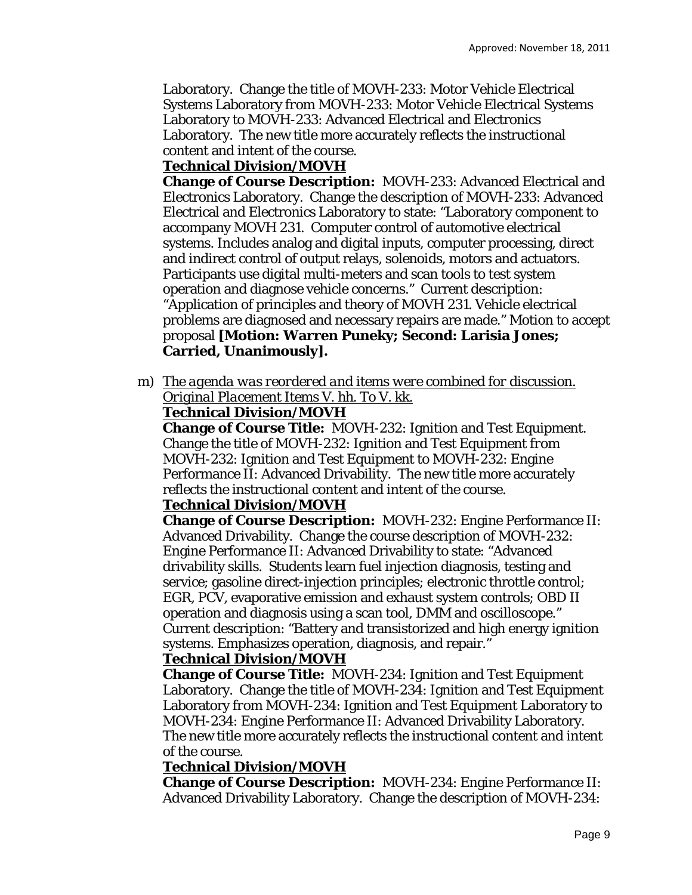Laboratory. Change the title of MOVH-233: Motor Vehicle Electrical Systems Laboratory *from* MOVH-233: Motor Vehicle Electrical Systems Laboratory to MOVH-233: Advanced Electrical and Electronics Laboratory. The new title more accurately reflects the instructional content and intent of the course.

**<u>Technical Division/MOVH</u>**

**Change of Course Description:** MOVH-233: Advanced Electrical and Electronics Laboratory. Change the description of MOVH-233: Advanced Electrical and Electronics Laboratory to state: "Laboratory component to accompany MOVH 231. Computer control of automotive electrical systems. Includes analog and digital inputs, computer processing, direct and indirect control of output relays, solenoids, motors and actuators. Participants use digital multi-meters and scan tools to test system operation and diagnose vehicle concerns." Current description: "Application of principles and theory of MOVH 231. Vehicle electrical problems are diagnosed and necessary repairs are made." Motion to accept proposal **[Motion: Warren Puneky; Second: Larisia Jones; Carried, Unanimously].**

m) <u>*The agenda was reordered and items were combined for discussion. Original Placement Items V. hh. To V. kk.*</u>

**<u>Technical Division/MOVH</u>**

**Change of Course Title:** MOVH-232: Ignition and Test Equipment. Change the title of MOVH-232: Ignition and Test Equipment *from* MOVH-232: Ignition and Test Equipment to MOVH-232: Engine Performance II: Advanced Drivability. The new title more accurately reflects the instructional content and intent of the course.

**<u>Technical Division/MOVH</u>**

**Change of Course Description:** MOVH-232: Engine Performance II: Advanced Drivability. Change the course description of MOVH-232: Engine Performance II: Advanced Drivability to state: "Advanced drivability skills. Students learn fuel injection diagnosis, testing and service; gasoline direct-injection principles; electronic throttle control; EGR, PCV, evaporative emission and exhaust system controls; OBD II operation and diagnosis using a scan tool, DMM and oscilloscope." Current description: "Battery and transistorized and high energy ignition systems. Emphasizes operation, diagnosis, and repair."

**<u>Technical Division/MOVH</u>**

**Change of Course Title:** MOVH-234: Ignition and Test Equipment Laboratory. Change the title of MOVH-234: Ignition and Test Equipment Laboratory *from* MOVH-234: Ignition and Test Equipment Laboratory to MOVH-234: Engine Performance II: Advanced Drivability Laboratory. The new title more accurately reflects the instructional content and intent of the course.

**<u>Technical Division/MOVH</u>**

**Change of Course Description:** MOVH-234: Engine Performance II: Advanced Drivability Laboratory. Change the description of MOVH-234: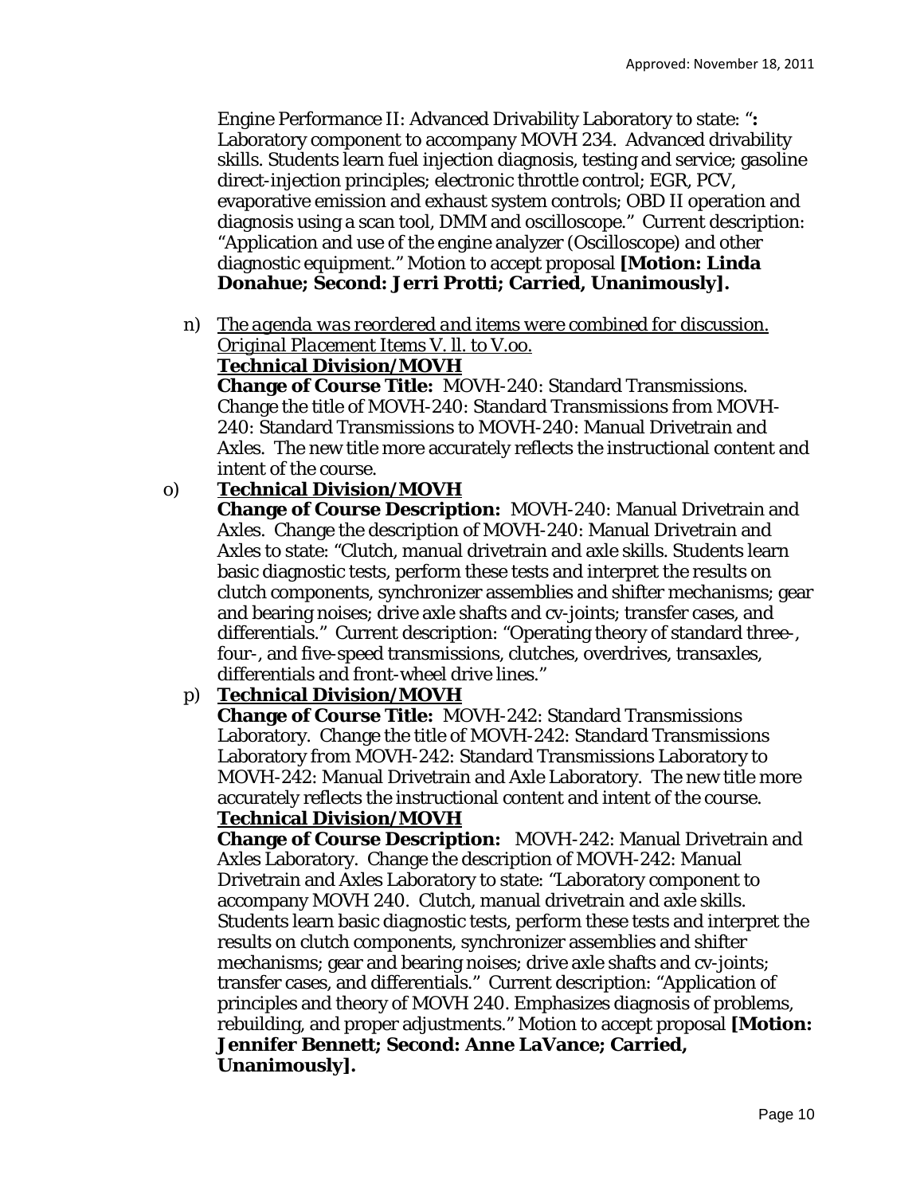Engine Performance II: Advanced Drivability Laboratory to state: "**:** Laboratory component to accompany MOVH 234. Advanced drivability skills. Students learn fuel injection diagnosis, testing and service; gasoline direct-injection principles; electronic throttle control; EGR, PCV, evaporative emission and exhaust system controls; OBD II operation and diagnosis using a scan tool, DMM and oscilloscope." Current description: "Application and use of the engine analyzer (Oscilloscope) and other diagnostic equipment." Motion to accept proposal **[Motion: Linda Donahue; Second: Jerri Protti; Carried, Unanimously].**

n) *The agenda was reordered and items were combined for discussion. Original Placement Items V. ll. to V.oo.*
**Technical Division/MOVH**
**Change of Course Title:** MOVH-240: Standard Transmissions. Change the title of MOVH-240: Standard Transmissions from MOVH-240: Standard Transmissions to MOVH-240: Manual Drivetrain and Axles. The new title more accurately reflects the instructional content and intent of the course.

o) **Technical Division/MOVH**
**Change of Course Description:** MOVH-240: Manual Drivetrain and Axles. Change the description of MOVH-240: Manual Drivetrain and Axles to state: "Clutch, manual drivetrain and axle skills. Students learn basic diagnostic tests, perform these tests and interpret the results on clutch components, synchronizer assemblies and shifter mechanisms; gear and bearing noises; drive axle shafts and cv-joints; transfer cases, and differentials." Current description: "Operating theory of standard three-, four-, and five-speed transmissions, clutches, overdrives, transaxles, differentials and front-wheel drive lines."

p) **Technical Division/MOVH**
**Change of Course Title:** MOVH-242: Standard Transmissions Laboratory. Change the title of MOVH-242: Standard Transmissions Laboratory from MOVH-242: Standard Transmissions Laboratory to MOVH-242: Manual Drivetrain and Axle Laboratory. The new title more accurately reflects the instructional content and intent of the course.
**Technical Division/MOVH**
**Change of Course Description:** MOVH-242: Manual Drivetrain and Axles Laboratory. Change the description of MOVH-242: Manual Drivetrain and Axles Laboratory to state: "Laboratory component to accompany MOVH 240. Clutch, manual drivetrain and axle skills. Students learn basic diagnostic tests, perform these tests and interpret the results on clutch components, synchronizer assemblies and shifter mechanisms; gear and bearing noises; drive axle shafts and cv-joints; transfer cases, and differentials." Current description: "Application of principles and theory of MOVH 240. Emphasizes diagnosis of problems, rebuilding, and proper adjustments." Motion to accept proposal **[Motion: Jennifer Bennett; Second: Anne LaVance; Carried, Unanimously].**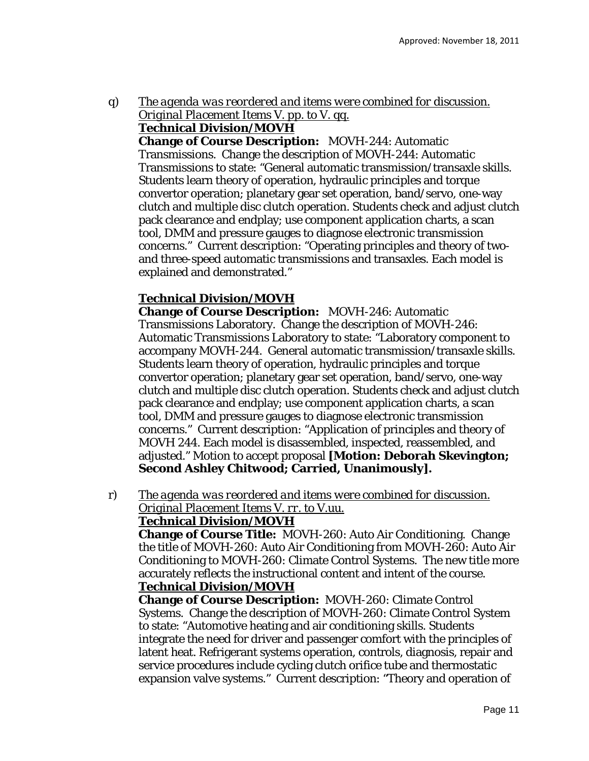q) *The agenda was reordered and items were combined for discussion. Original Placement Items V. pp. to V. qq.*

**Technical Division/MOVH**

**Change of Course Description:** MOVH-244: Automatic Transmissions. Change the description of MOVH-244: Automatic Transmissions to state: "General automatic transmission/transaxle skills. Students learn theory of operation, hydraulic principles and torque convertor operation; planetary gear set operation, band/servo, one-way clutch and multiple disc clutch operation. Students check and adjust clutch pack clearance and endplay; use component application charts, a scan tool, DMM and pressure gauges to diagnose electronic transmission concerns." Current description: "Operating principles and theory of two- and three-speed automatic transmissions and transaxles. Each model is explained and demonstrated."

**Technical Division/MOVH**

**Change of Course Description:** MOVH-246: Automatic Transmissions Laboratory. Change the description of MOVH-246: Automatic Transmissions Laboratory to state: "Laboratory component to accompany MOVH-244. General automatic transmission/transaxle skills. Students learn theory of operation, hydraulic principles and torque convertor operation; planetary gear set operation, band/servo, one-way clutch and multiple disc clutch operation. Students check and adjust clutch pack clearance and endplay; use component application charts, a scan tool, DMM and pressure gauges to diagnose electronic transmission concerns." Current description: "Application of principles and theory of MOVH 244. Each model is disassembled, inspected, reassembled, and adjusted." Motion to accept proposal **[Motion: Deborah Skevington; Second Ashley Chitwood; Carried, Unanimously].**

r) *The agenda was reordered and items were combined for discussion. Original Placement Items V. rr. to V.uu.*

**Technical Division/MOVH**

**Change of Course Title:** MOVH-260: Auto Air Conditioning. Change the title of MOVH-260: Auto Air Conditioning from MOVH-260: Auto Air Conditioning to MOVH-260: Climate Control Systems. The new title more accurately reflects the instructional content and intent of the course.

**Technical Division/MOVH**

**Change of Course Description:** MOVH-260: Climate Control Systems. Change the description of MOVH-260: Climate Control System to state: "Automotive heating and air conditioning skills. Students integrate the need for driver and passenger comfort with the principles of latent heat. Refrigerant systems operation, controls, diagnosis, repair and service procedures include cycling clutch orifice tube and thermostatic expansion valve systems." Current description: "Theory and operation of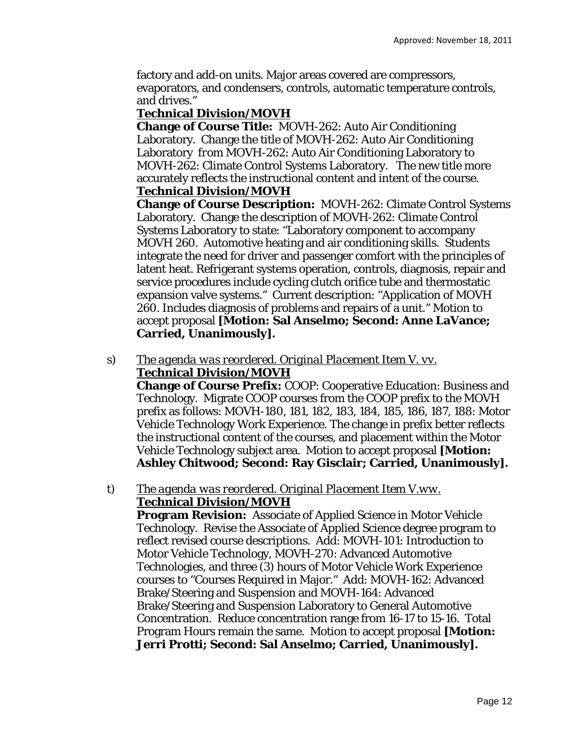factory and add-on units. Major areas covered are compressors, evaporators, and condensers, controls, automatic temperature controls, and drives."

**Technical Division/MOVH**

**Change of Course Title:** MOVH-262: Auto Air Conditioning Laboratory. Change the title of MOVH-262: Auto Air Conditioning Laboratory from MOVH-262: Auto Air Conditioning Laboratory to MOVH-262: Climate Control Systems Laboratory. The new title more accurately reflects the instructional content and intent of the course.

**Technical Division/MOVH**

**Change of Course Description:** MOVH-262: Climate Control Systems Laboratory. Change the description of MOVH-262: Climate Control Systems Laboratory to state: "Laboratory component to accompany MOVH 260. Automotive heating and air conditioning skills. Students integrate the need for driver and passenger comfort with the principles of latent heat. Refrigerant systems operation, controls, diagnosis, repair and service procedures include cycling clutch orifice tube and thermostatic expansion valve systems." Current description: "Application of MOVH 260. Includes diagnosis of problems and repairs of a unit." Motion to accept proposal **[Motion: Sal Anselmo; Second: Anne LaVance; Carried, Unanimously].**

s) *The agenda was reordered. Original Placement Item V. vv.*

**Technical Division/MOVH**

**Change of Course Prefix:** COOP: Cooperative Education: Business and Technology. Migrate COOP courses from the COOP prefix to the MOVH prefix as follows: MOVH-180, 181, 182, 183, 184, 185, 186, 187, 188: Motor Vehicle Technology Work Experience. The change in prefix better reflects the instructional content of the courses, and placement within the Motor Vehicle Technology subject area. Motion to accept proposal **[Motion: Ashley Chitwood; Second: Ray Gisclair; Carried, Unanimously].**

t) *The agenda was reordered. Original Placement Item V.ww.*

**Technical Division/MOVH**

**Program Revision:** Associate of Applied Science in Motor Vehicle Technology. Revise the Associate of Applied Science degree program to reflect revised course descriptions. Add: MOVH-101: Introduction to Motor Vehicle Technology, MOVH-270: Advanced Automotive Technologies, and three (3) hours of Motor Vehicle Work Experience courses to "Courses Required in Major." Add: MOVH-162: Advanced Brake/Steering and Suspension and MOVH-164: Advanced Brake/Steering and Suspension Laboratory to General Automotive Concentration. Reduce concentration range from 16-17 to 15-16. Total Program Hours remain the same. Motion to accept proposal **[Motion: Jerri Protti; Second: Sal Anselmo; Carried, Unanimously].**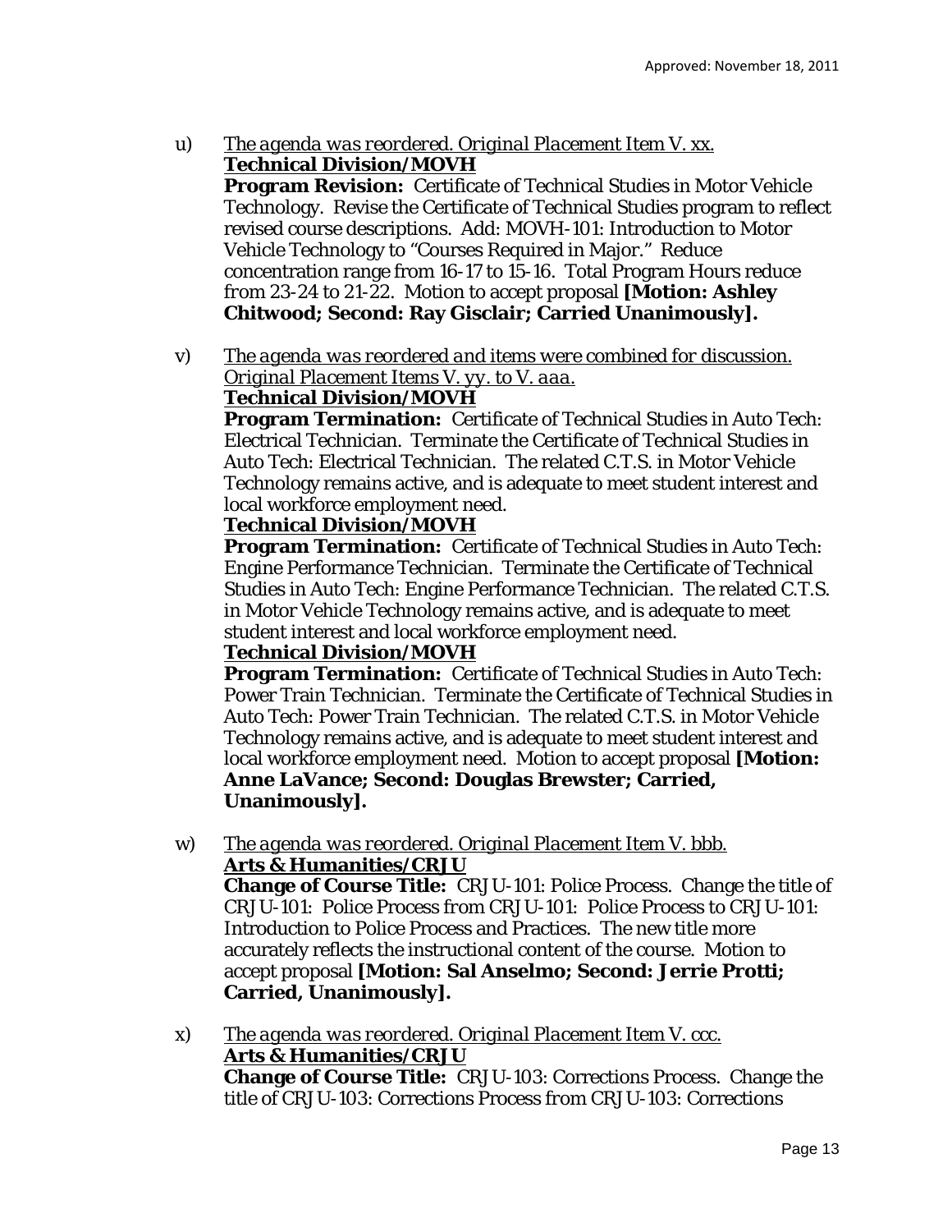u) *The agenda was reordered. Original Placement Item V. xx.*
**Technical Division/MOVH**
**Program Revision:** Certificate of Technical Studies in Motor Vehicle Technology. Revise the Certificate of Technical Studies program to reflect revised course descriptions. Add: MOVH-101: Introduction to Motor Vehicle Technology to "Courses Required in Major." Reduce concentration range from 16-17 to 15-16. Total Program Hours reduce from 23-24 to 21-22. Motion to accept proposal **[Motion: Ashley Chitwood; Second: Ray Gisclair; Carried Unanimously].**

v) *The agenda was reordered and items were combined for discussion. Original Placement Items V. yy. to V. aaa.*
**Technical Division/MOVH**
**Program Termination:** Certificate of Technical Studies in Auto Tech: Electrical Technician. Terminate the Certificate of Technical Studies in Auto Tech: Electrical Technician. The related C.T.S. in Motor Vehicle Technology remains active, and is adequate to meet student interest and local workforce employment need.
**Technical Division/MOVH**
**Program Termination:** Certificate of Technical Studies in Auto Tech: Engine Performance Technician. Terminate the Certificate of Technical Studies in Auto Tech: Engine Performance Technician. The related C.T.S. in Motor Vehicle Technology remains active, and is adequate to meet student interest and local workforce employment need.
**Technical Division/MOVH**
**Program Termination:** Certificate of Technical Studies in Auto Tech: Power Train Technician. Terminate the Certificate of Technical Studies in Auto Tech: Power Train Technician. The related C.T.S. in Motor Vehicle Technology remains active, and is adequate to meet student interest and local workforce employment need. Motion to accept proposal **[Motion: Anne LaVance; Second: Douglas Brewster; Carried, Unanimously].**

w) *The agenda was reordered. Original Placement Item V. bbb.*
**Arts & Humanities/CRJU**
**Change of Course Title:** CRJU-101: Police Process. Change the title of CRJU-101: Police Process from CRJU-101: Police Process to CRJU-101: Introduction to Police Process and Practices. The new title more accurately reflects the instructional content of the course. Motion to accept proposal **[Motion: Sal Anselmo; Second: Jerrie Protti; Carried, Unanimously].**

x) *The agenda was reordered. Original Placement Item V. ccc.*
**Arts & Humanities/CRJU**
**Change of Course Title:** CRJU-103: Corrections Process. Change the title of CRJU-103: Corrections Process from CRJU-103: Corrections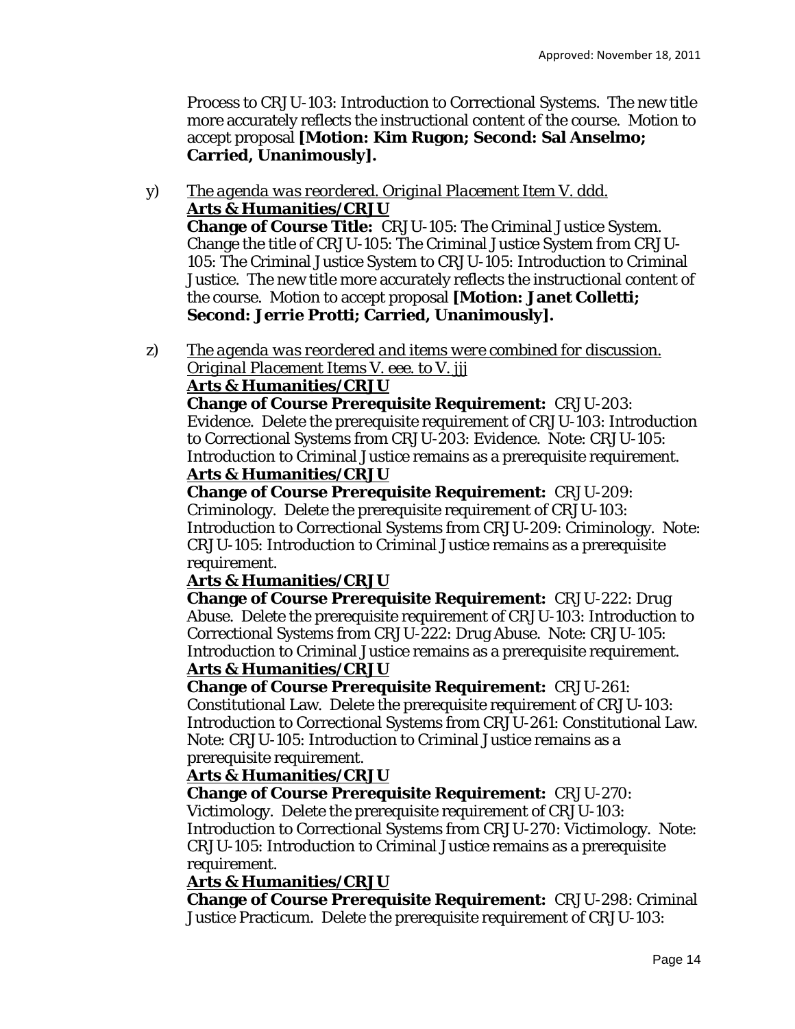Process to CRJU-103: Introduction to Correctional Systems. The new title more accurately reflects the instructional content of the course. Motion to accept proposal **[Motion: Kim Rugon; Second: Sal Anselmo; Carried, Unanimously].**

y) *The agenda was reordered. Original Placement Item V. ddd.*
**Arts & Humanities/CRJU**
**Change of Course Title:** CRJU-105: The Criminal Justice System. Change the title of CRJU-105: The Criminal Justice System from CRJU-105: The Criminal Justice System to CRJU-105: Introduction to Criminal Justice. The new title more accurately reflects the instructional content of the course. Motion to accept proposal **[Motion: Janet Colletti; Second: Jerrie Protti; Carried, Unanimously].**

z) *The agenda was reordered and items were combined for discussion. Original Placement Items V. eee. to V. jjj*
**Arts & Humanities/CRJU**
**Change of Course Prerequisite Requirement:** CRJU-203: Evidence. Delete the prerequisite requirement of CRJU-103: Introduction to Correctional Systems from CRJU-203: Evidence. Note: CRJU-105: Introduction to Criminal Justice remains as a prerequisite requirement.
**Arts & Humanities/CRJU**
**Change of Course Prerequisite Requirement:** CRJU-209: Criminology. Delete the prerequisite requirement of CRJU-103: Introduction to Correctional Systems from CRJU-209: Criminology. Note: CRJU-105: Introduction to Criminal Justice remains as a prerequisite requirement.
**Arts & Humanities/CRJU**
**Change of Course Prerequisite Requirement:** CRJU-222: Drug Abuse. Delete the prerequisite requirement of CRJU-103: Introduction to Correctional Systems from CRJU-222: Drug Abuse. Note: CRJU-105: Introduction to Criminal Justice remains as a prerequisite requirement.
**Arts & Humanities/CRJU**
**Change of Course Prerequisite Requirement:** CRJU-261: Constitutional Law. Delete the prerequisite requirement of CRJU-103: Introduction to Correctional Systems from CRJU-261: Constitutional Law. Note: CRJU-105: Introduction to Criminal Justice remains as a prerequisite requirement.
**Arts & Humanities/CRJU**
**Change of Course Prerequisite Requirement:** CRJU-270: Victimology. Delete the prerequisite requirement of CRJU-103: Introduction to Correctional Systems from CRJU-270: Victimology. Note: CRJU-105: Introduction to Criminal Justice remains as a prerequisite requirement.
**Arts & Humanities/CRJU**
**Change of Course Prerequisite Requirement:** CRJU-298: Criminal Justice Practicum. Delete the prerequisite requirement of CRJU-103: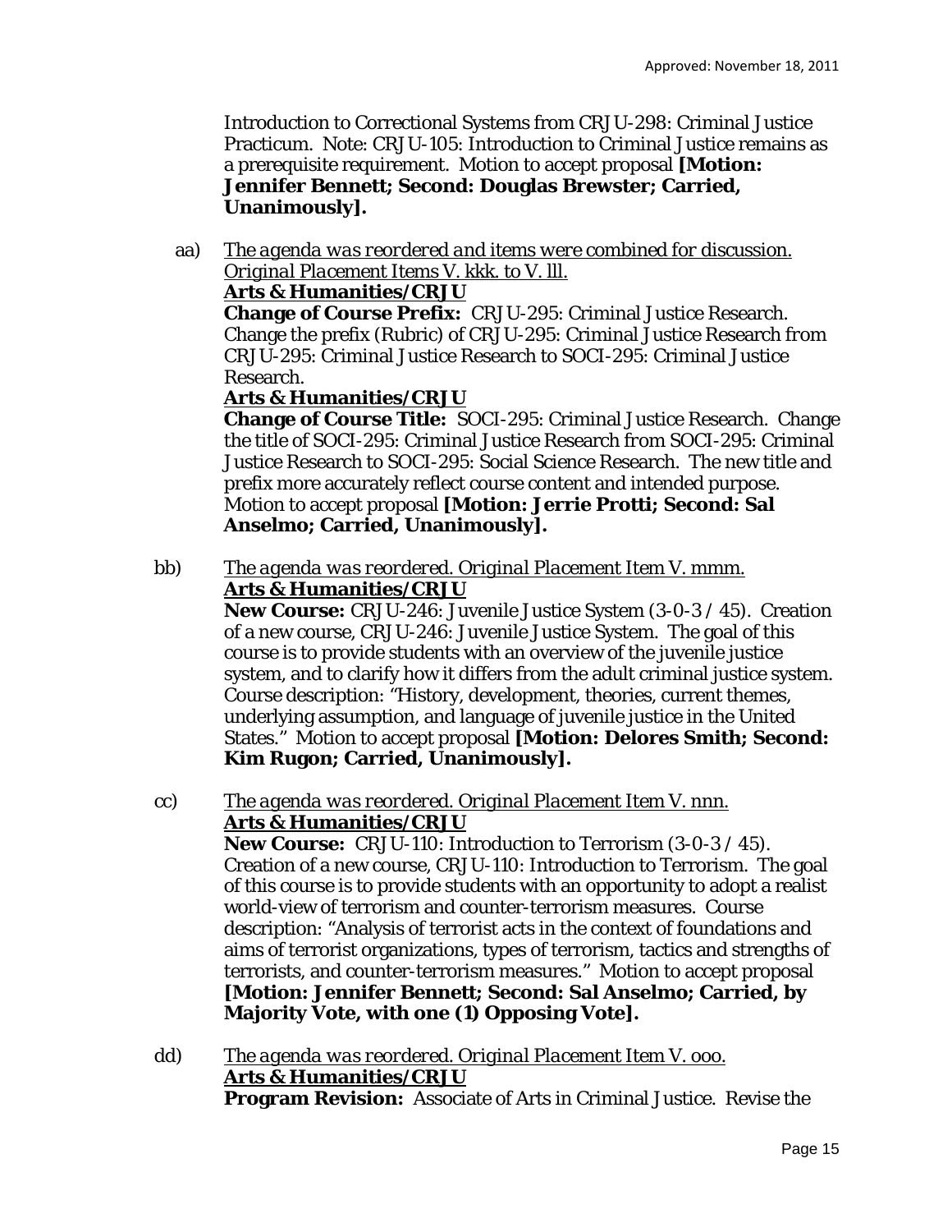Introduction to Correctional Systems from CRJU-298: Criminal Justice Practicum. Note: CRJU-105: Introduction to Criminal Justice remains as a prerequisite requirement. Motion to accept proposal **[Motion: Jennifer Bennett; Second: Douglas Brewster; Carried, Unanimously].**

aa) *The agenda was reordered and items were combined for discussion. Original Placement Items V. kkk. to V. lll.*
**Arts & Humanities/CRJU**
**Change of Course Prefix:** CRJU-295: Criminal Justice Research. Change the prefix (Rubric) of CRJU-295: Criminal Justice Research from CRJU-295: Criminal Justice Research to SOCI-295: Criminal Justice Research.
**Arts & Humanities/CRJU**
**Change of Course Title:** SOCI-295: Criminal Justice Research. Change the title of SOCI-295: Criminal Justice Research from SOCI-295: Criminal Justice Research to SOCI-295: Social Science Research. The new title and prefix more accurately reflect course content and intended purpose. Motion to accept proposal **[Motion: Jerrie Protti; Second: Sal Anselmo; Carried, Unanimously].**

bb) *The agenda was reordered. Original Placement Item V. mmm.*
**Arts & Humanities/CRJU**
**New Course:** CRJU-246: Juvenile Justice System (3-0-3 / 45). Creation of a new course, CRJU-246: Juvenile Justice System. The goal of this course is to provide students with an overview of the juvenile justice system, and to clarify how it differs from the adult criminal justice system. Course description: "History, development, theories, current themes, underlying assumption, and language of juvenile justice in the United States." Motion to accept proposal **[Motion: Delores Smith; Second: Kim Rugon; Carried, Unanimously].**

cc) *The agenda was reordered. Original Placement Item V. nnn.*
**Arts & Humanities/CRJU**
**New Course:** CRJU-110: Introduction to Terrorism (3-0-3 / 45). Creation of a new course, CRJU-110: Introduction to Terrorism. The goal of this course is to provide students with an opportunity to adopt a realist world-view of terrorism and counter-terrorism measures. Course description: "Analysis of terrorist acts in the context of foundations and aims of terrorist organizations, types of terrorism, tactics and strengths of terrorists, and counter-terrorism measures." Motion to accept proposal **[Motion: Jennifer Bennett; Second: Sal Anselmo; Carried, by Majority Vote, with one (1) Opposing Vote].**

dd) *The agenda was reordered. Original Placement Item V. ooo.*
**Arts & Humanities/CRJU**
**Program Revision:** Associate of Arts in Criminal Justice. Revise the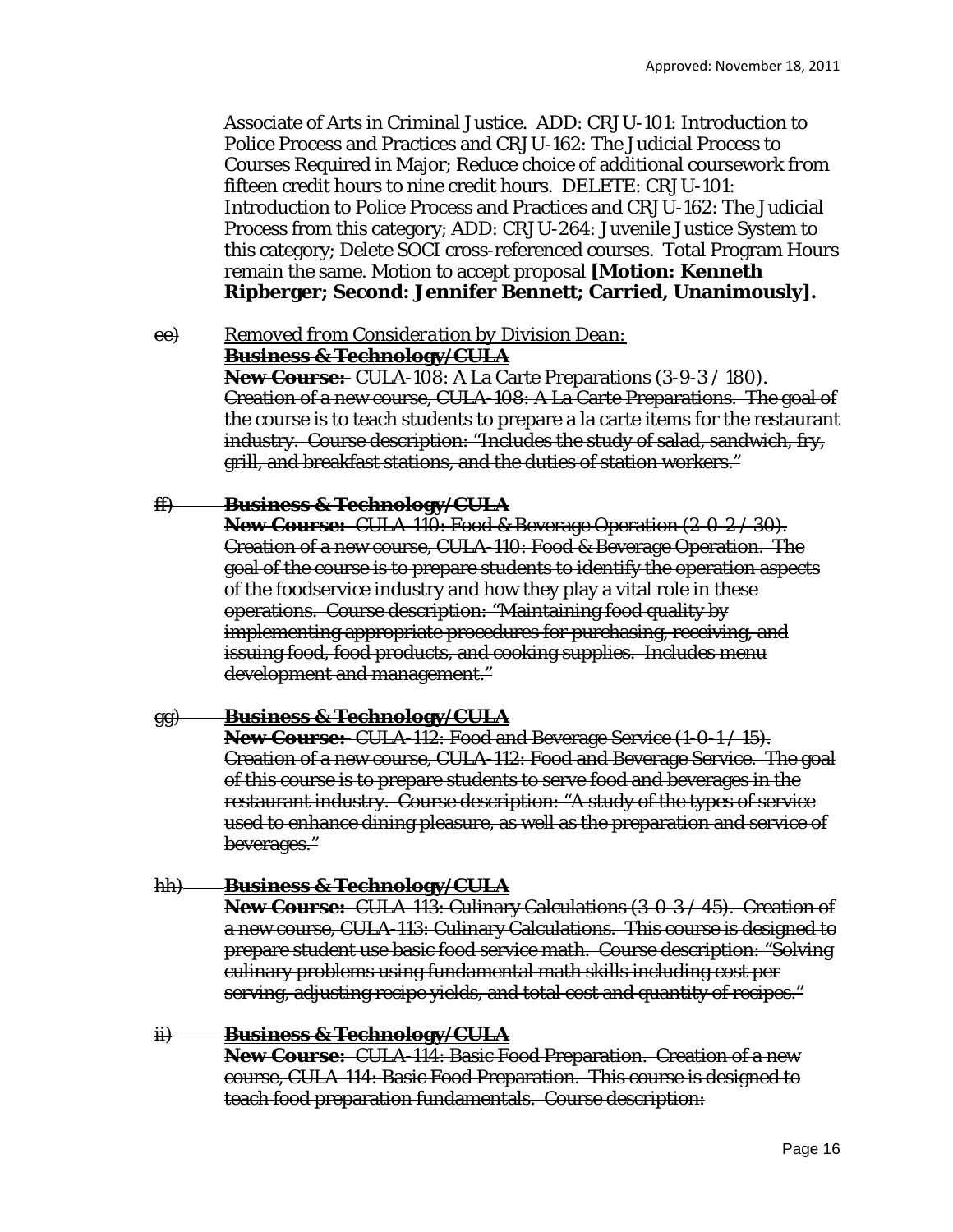Associate of Arts in Criminal Justice. ADD: CRJU-101: Introduction to Police Process and Practices and CRJU-162: The Judicial Process to Courses Required in Major; Reduce choice of additional coursework from fifteen credit hours to nine credit hours. DELETE: CRJU-101: Introduction to Police Process and Practices and CRJU-162: The Judicial Process from this category; ADD: CRJU-264: Juvenile Justice System to this category; Delete SOCI cross-referenced courses. Total Program Hours remain the same. Motion to accept proposal **[Motion: Kenneth Ripberger; Second: Jennifer Bennett; Carried, Unanimously].**

~~ee)~~ *Removed from Consideration by Division Dean:*
~~**Business & Technology/CULA**~~
~~**New Course:** CULA-108: A La Carte Preparations (3-9-3 / 180). Creation of a new course, CULA-108: A La Carte Preparations. The goal of the course is to teach students to prepare a la carte items for the restaurant industry. Course description: "Includes the study of salad, sandwich, fry, grill, and breakfast stations, and the duties of station workers."~~

~~ff) **Business & Technology/CULA**~~
~~**New Course:** CULA-110: Food & Beverage Operation (2-0-2 / 30). Creation of a new course, CULA-110: Food & Beverage Operation. The goal of the course is to prepare students to identify the operation aspects of the foodservice industry and how they play a vital role in these operations. Course description: "Maintaining food quality by implementing appropriate procedures for purchasing, receiving, and issuing food, food products, and cooking supplies. Includes menu development and management."~~

~~gg) **Business & Technology/CULA**~~
~~**New Course:** CULA-112: Food and Beverage Service (1-0-1 / 15). Creation of a new course, CULA-112: Food and Beverage Service. The goal of this course is to prepare students to serve food and beverages in the restaurant industry. Course description: "A study of the types of service used to enhance dining pleasure, as well as the preparation and service of beverages."~~

~~hh) **Business & Technology/CULA**~~
~~**New Course:** CULA-113: Culinary Calculations (3-0-3 / 45). Creation of a new course, CULA-113: Culinary Calculations. This course is designed to prepare student use basic food service math. Course description: "Solving culinary problems using fundamental math skills including cost per serving, adjusting recipe yields, and total cost and quantity of recipes."~~

~~ii) **Business & Technology/CULA**~~
~~**New Course:** CULA-114: Basic Food Preparation. Creation of a new course, CULA-114: Basic Food Preparation. This course is designed to teach food preparation fundamentals. Course description:~~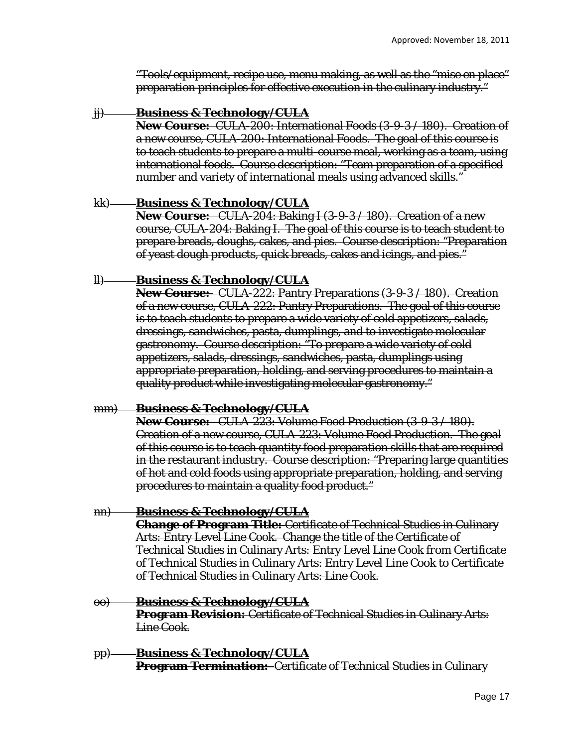~~"Tools/equipment, recipe use, menu making, as well as the "mise en place" preparation principles for effective execution in the culinary industry."~~

~~jj) **Business & Technology/CULA**~~
~~**New Course:** CULA-200: International Foods (3-9-3 / 180). Creation of a new course, CULA-200: International Foods. The goal of this course is to teach students to prepare a multi-course meal, working as a team, using international foods. Course description: "Team preparation of a specified number and variety of international meals using advanced skills."~~

~~kk) **Business & Technology/CULA**~~
~~**New Course:** CULA-204: Baking I (3-9-3 / 180). Creation of a new course, CULA-204: Baking I. The goal of this course is to teach student to prepare breads, doughs, cakes, and pies. Course description: "Preparation of yeast dough products, quick breads, cakes and icings, and pies."~~

~~ll) **Business & Technology/CULA**~~
~~**New Course:** CULA-222: Pantry Preparations (3-9-3 / 180). Creation of a new course, CULA-222: Pantry Preparations. The goal of this course is to teach students to prepare a wide variety of cold appetizers, salads, dressings, sandwiches, pasta, dumplings, and to investigate molecular gastronomy. Course description: "To prepare a wide variety of cold appetizers, salads, dressings, sandwiches, pasta, dumplings using appropriate preparation, holding, and serving procedures to maintain a quality product while investigating molecular gastronomy."~~

~~mm) **Business & Technology/CULA**~~
~~**New Course:** CULA-223: Volume Food Production (3-9-3 / 180). Creation of a new course, CULA-223: Volume Food Production. The goal of this course is to teach quantity food preparation skills that are required in the restaurant industry. Course description: "Preparing large quantities of hot and cold foods using appropriate preparation, holding, and serving procedures to maintain a quality food product."~~

~~nn) **Business & Technology/CULA**~~
~~**Change of Program Title:** Certificate of Technical Studies in Culinary Arts: Entry Level Line Cook. Change the title of the Certificate of Technical Studies in Culinary Arts: Entry Level Line Cook from Certificate of Technical Studies in Culinary Arts: Entry Level Line Cook to Certificate of Technical Studies in Culinary Arts: Line Cook.~~

~~oo) **Business & Technology/CULA**~~
~~**Program Revision:** Certificate of Technical Studies in Culinary Arts: Line Cook.~~

~~pp) **Business & Technology/CULA**~~
~~**Program Termination:** Certificate of Technical Studies in Culinary~~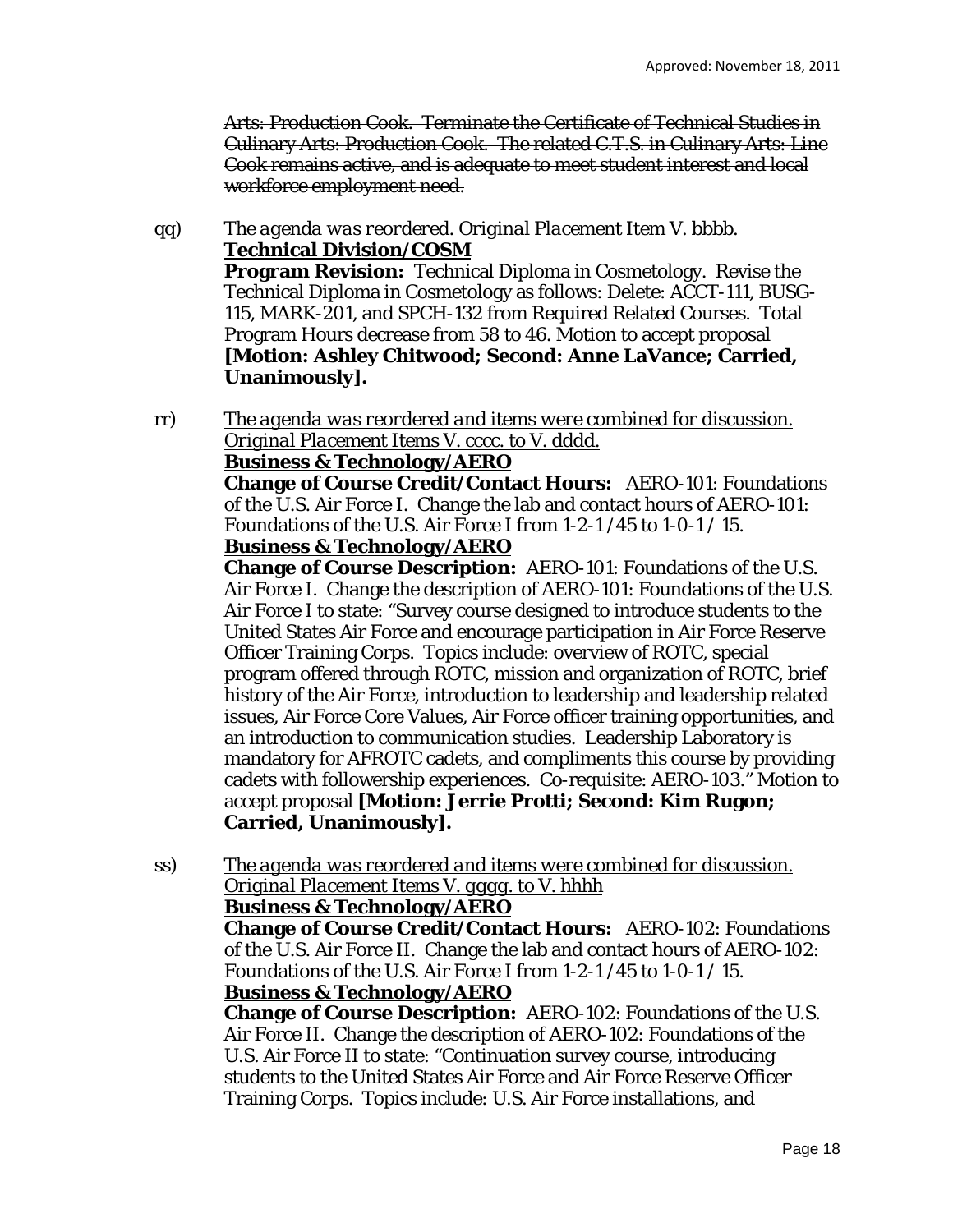~~Arts: Production Cook. Terminate the Certificate of Technical Studies in Culinary Arts: Production Cook. The related C.T.S. in Culinary Arts: Line Cook remains active, and is adequate to meet student interest and local workforce employment need.~~

qq) *The agenda was reordered. Original Placement Item V. bbbb.*
**Technical Division/COSM**
**Program Revision:** Technical Diploma in Cosmetology. Revise the Technical Diploma in Cosmetology as follows: Delete: ACCT-111, BUSG-115, MARK-201, and SPCH-132 from Required Related Courses. Total Program Hours decrease from 58 to 46. Motion to accept proposal **[Motion: Ashley Chitwood; Second: Anne LaVance; Carried, Unanimously].**

rr) *The agenda was reordered and items were combined for discussion. Original Placement Items V. cccc. to V. dddd.*
**Business & Technology/AERO**
**Change of Course Credit/Contact Hours:** AERO-101: Foundations of the U.S. Air Force I. Change the lab and contact hours of AERO-101: Foundations of the U.S. Air Force I from 1-2-1/45 to 1-0-1/ 15.
**Business & Technology/AERO**
**Change of Course Description:** AERO-101: Foundations of the U.S. Air Force I. Change the description of AERO-101: Foundations of the U.S. Air Force I to state: "Survey course designed to introduce students to the United States Air Force and encourage participation in Air Force Reserve Officer Training Corps. Topics include: overview of ROTC, special program offered through ROTC, mission and organization of ROTC, brief history of the Air Force, introduction to leadership and leadership related issues, Air Force Core Values, Air Force officer training opportunities, and an introduction to communication studies. Leadership Laboratory is mandatory for AFROTC cadets, and compliments this course by providing cadets with followership experiences. Co-requisite: AERO-103." Motion to accept proposal **[Motion: Jerrie Protti; Second: Kim Rugon; Carried, Unanimously].**

ss) *The agenda was reordered and items were combined for discussion. Original Placement Items V. gggg. to V. hhhh*
**Business & Technology/AERO**
**Change of Course Credit/Contact Hours:** AERO-102: Foundations of the U.S. Air Force II. Change the lab and contact hours of AERO-102: Foundations of the U.S. Air Force I from 1-2-1/45 to 1-0-1/ 15.
**Business & Technology/AERO**
**Change of Course Description:** AERO-102: Foundations of the U.S. Air Force II. Change the description of AERO-102: Foundations of the U.S. Air Force II to state: "Continuation survey course, introducing students to the United States Air Force and Air Force Reserve Officer Training Corps. Topics include: U.S. Air Force installations, and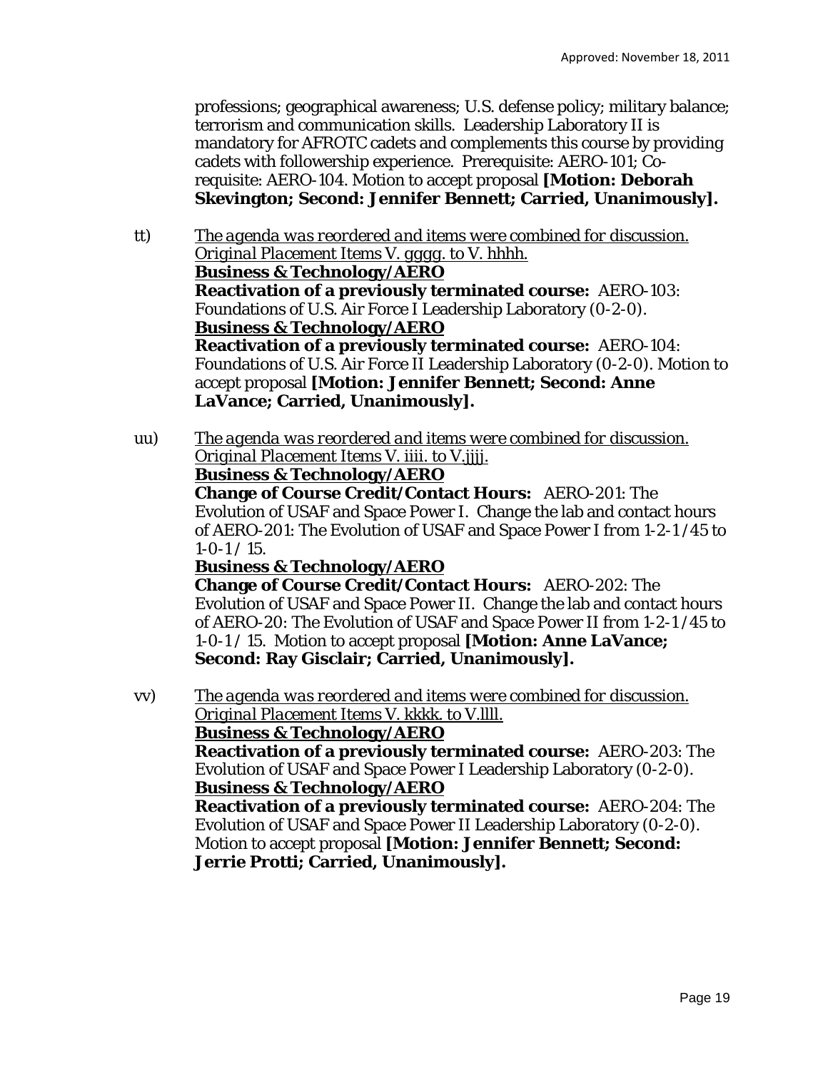professions; geographical awareness; U.S. defense policy; military balance; terrorism and communication skills. Leadership Laboratory II is mandatory for AFROTC cadets and complements this course by providing cadets with followership experience. Prerequisite: AERO-101; Co-requisite: AERO-104. Motion to accept proposal **[Motion: Deborah Skevington; Second: Jennifer Bennett; Carried, Unanimously].**

tt) *The agenda was reordered and items were combined for discussion. Original Placement Items V. gggg. to V. hhhh.*
**Business & Technology/AERO**
**Reactivation of a previously terminated course:** AERO-103: Foundations of U.S. Air Force I Leadership Laboratory (0-2-0).
**Business & Technology/AERO**
**Reactivation of a previously terminated course:** AERO-104: Foundations of U.S. Air Force II Leadership Laboratory (0-2-0). Motion to accept proposal **[Motion: Jennifer Bennett; Second: Anne LaVance; Carried, Unanimously].**

uu) *The agenda was reordered and items were combined for discussion. Original Placement Items V. iiii. to V.jjjj.*
**Business & Technology/AERO**
**Change of Course Credit/Contact Hours:** AERO-201: The Evolution of USAF and Space Power I. Change the lab and contact hours of AERO-201: The Evolution of USAF and Space Power I from 1-2-1/45 to 1-0-1 / 15.
**Business & Technology/AERO**
**Change of Course Credit/Contact Hours:** AERO-202: The Evolution of USAF and Space Power II. Change the lab and contact hours of AERO-20: The Evolution of USAF and Space Power II from 1-2-1/45 to 1-0-1 / 15. Motion to accept proposal **[Motion: Anne LaVance; Second: Ray Gisclair; Carried, Unanimously].**

vv) *The agenda was reordered and items were combined for discussion. Original Placement Items V. kkkk. to V.llll.*
**Business & Technology/AERO**
**Reactivation of a previously terminated course:** AERO-203: The Evolution of USAF and Space Power I Leadership Laboratory (0-2-0).
**Business & Technology/AERO**
**Reactivation of a previously terminated course:** AERO-204: The Evolution of USAF and Space Power II Leadership Laboratory (0-2-0). Motion to accept proposal **[Motion: Jennifer Bennett; Second: Jerrie Protti; Carried, Unanimously].**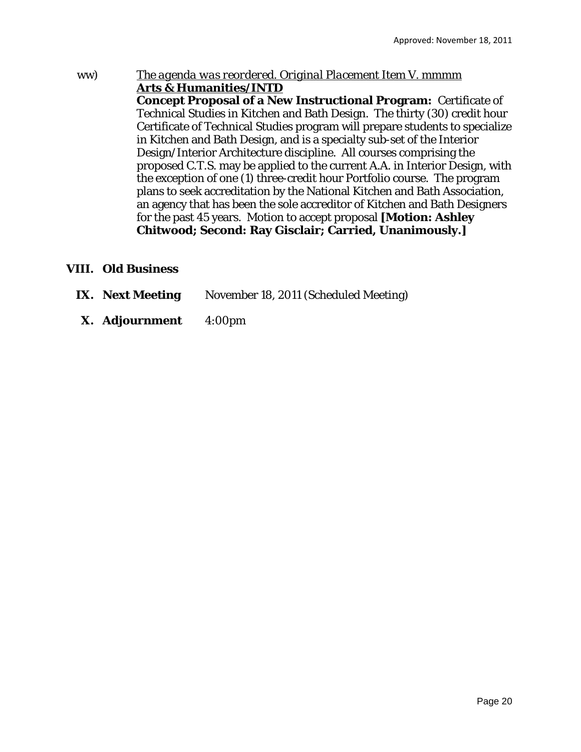ww) <u>*The agenda was reordered. Original Placement Item V. mmmm*</u>
**<u>Arts & Humanities/INTD</u>**
**Concept Proposal of a New Instructional Program:** Certificate of Technical Studies in Kitchen and Bath Design. The thirty (30) credit hour Certificate of Technical Studies program will prepare students to specialize in Kitchen and Bath Design, and is a specialty sub-set of the Interior Design/Interior Architecture discipline. All courses comprising the proposed C.T.S. may be applied to the current A.A. in Interior Design, with the exception of one (1) three-credit hour Portfolio course. The program plans to seek accreditation by the National Kitchen and Bath Association, an agency that has been the sole accreditor of Kitchen and Bath Designers for the past 45 years. Motion to accept proposal **[Motion: Ashley Chitwood; Second: Ray Gisclair; Carried, Unanimously.]**

## VIII. Old Business

## IX. Next Meeting

November 18, 2011 (Scheduled Meeting)

## X. Adjournment

4:00pm